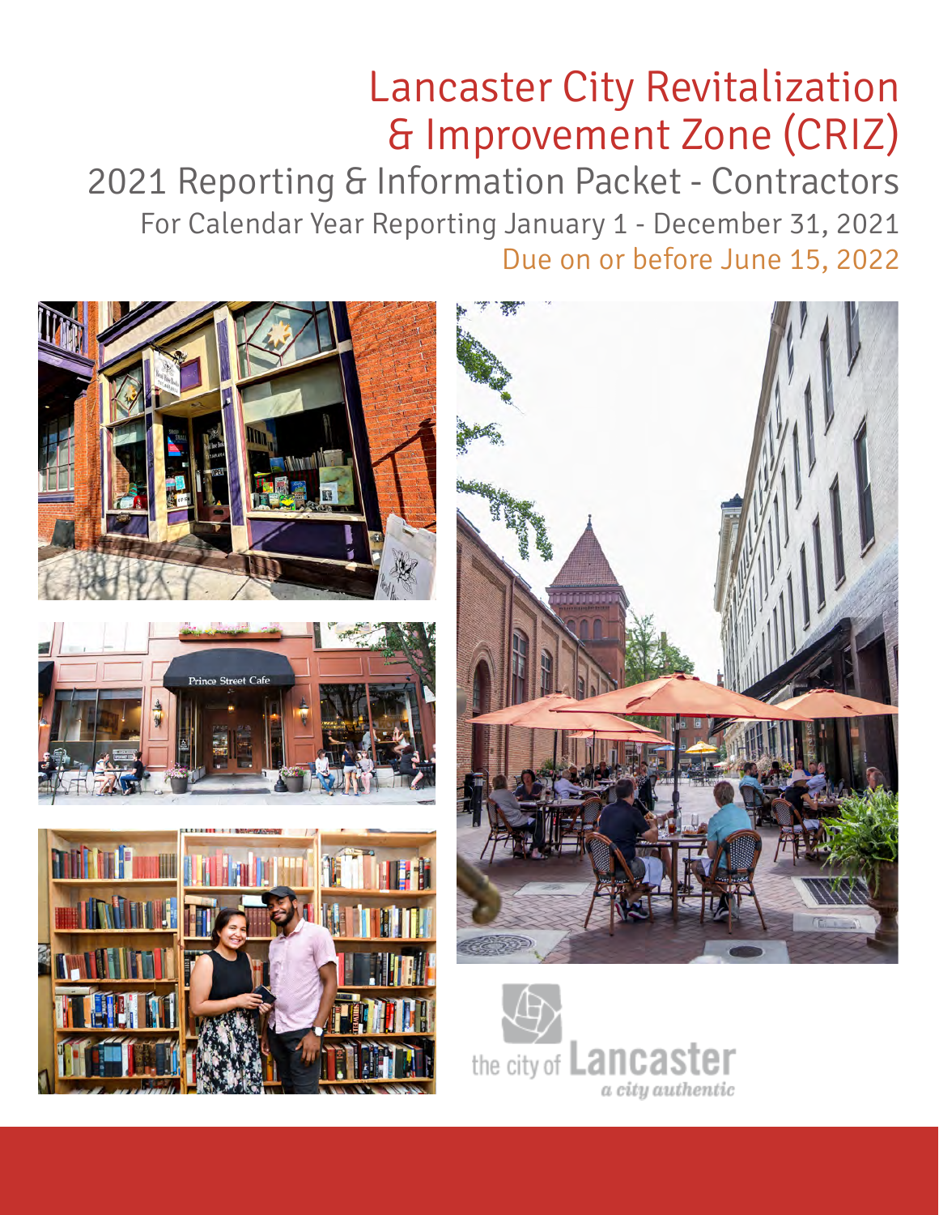# Lancaster City Revitalization & Improvement Zone (CRIZ)

## 2021 Reporting & Information Packet - Contractors

### For Calendar Year Reporting January 1 - December 31, 2021

### Due on or before June 15, 2022

the city of Lancaster

*a city authentic*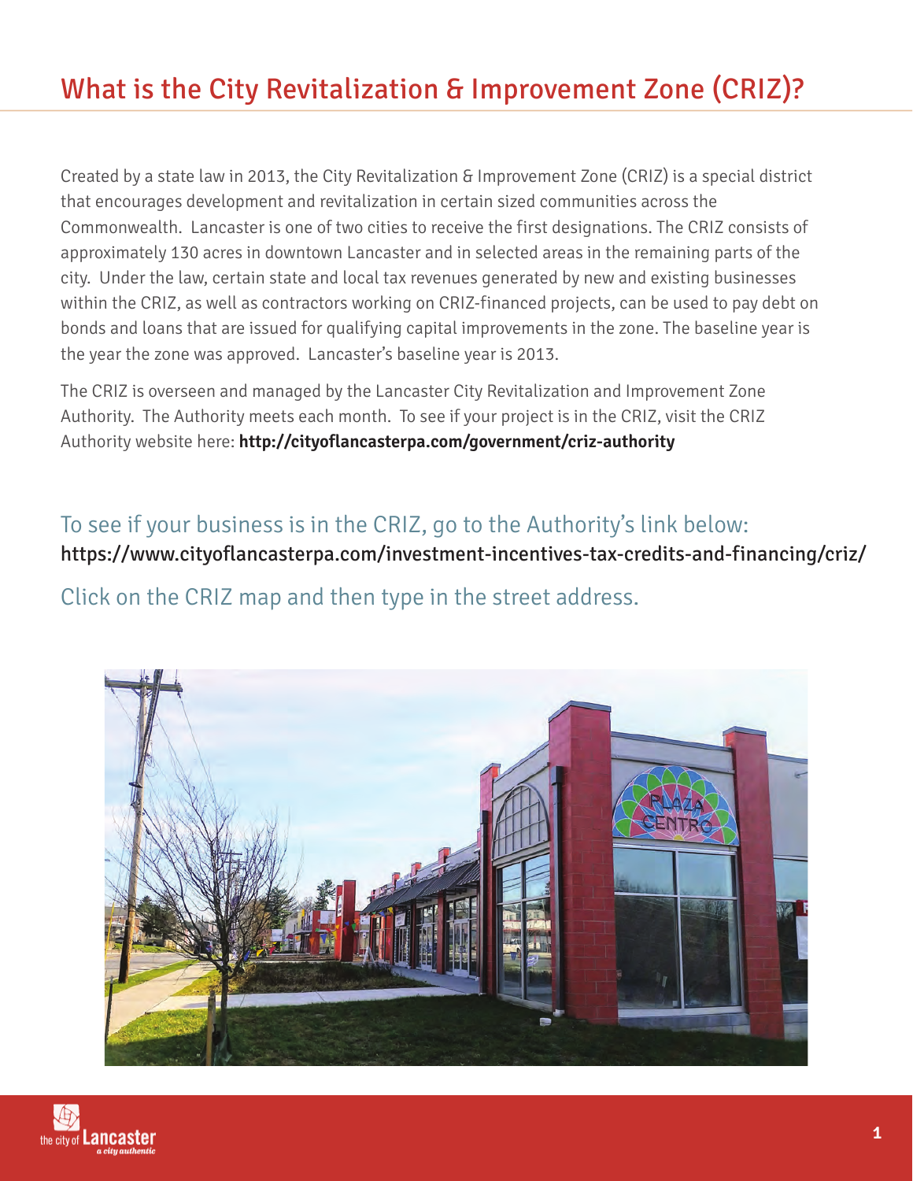# What is the City Revitalization & Improvement Zone (CRIZ)?

Created by a state law in 2013, the City Revitalization & Improvement Zone (CRIZ) is a special district that encourages development and revitalization in certain sized communities across the Commonwealth. Lancaster is one of two cities to receive the first designations. The CRIZ consists of approximately 130 acres in downtown Lancaster and in selected areas in the remaining parts of the city. Under the law, certain state and local tax revenues generated by new and existing businesses within the CRIZ, as well as contractors working on CRIZ-financed projects, can be used to pay debt on bonds and loans that are issued for qualifying capital improvements in the zone. The baseline year is the year the zone was approved. Lancaster's baseline year is 2013.

The CRIZ is overseen and managed by the Lancaster City Revitalization and Improvement Zone Authority. The Authority meets each month. To see if your project is in the CRIZ, visit the CRIZ Authority website here: **http://cityoflancasterpa.com/government/criz-authority**

## To see if your business is in the CRIZ, go to the Authority's link below:

https://www.cityoflancasterpa.com/investment-incentives-tax-credits-and-financing/criz/

## Click on the CRIZ map and then type in the street address.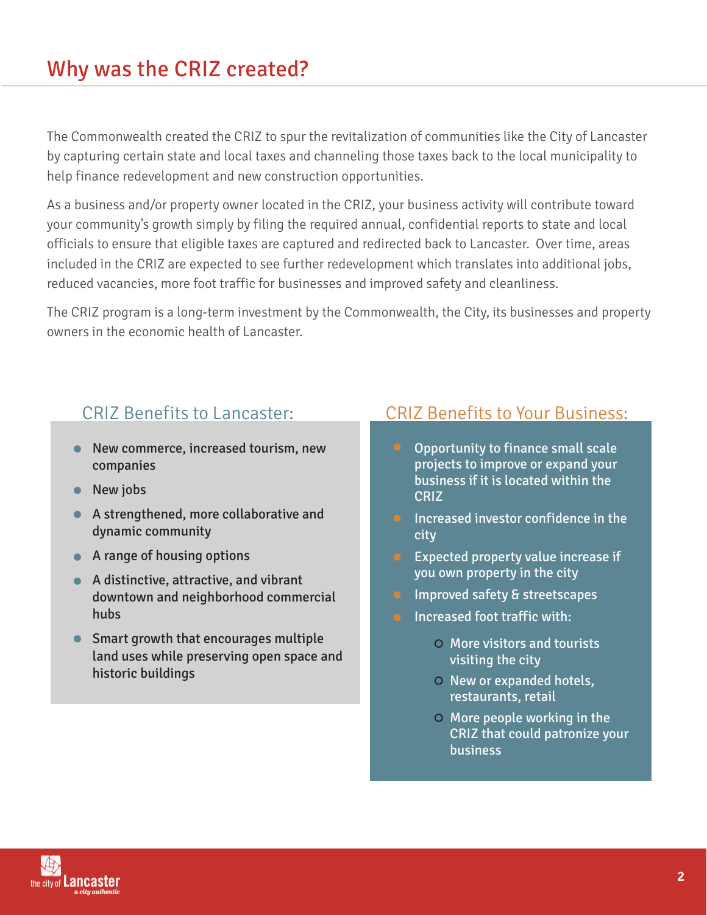# Why was the CRIZ created?

The Commonwealth created the CRIZ to spur the revitalization of communities like the City of Lancaster by capturing certain state and local taxes and channeling those taxes back to the local municipality to help finance redevelopment and new construction opportunities.

As a business and/or property owner located in the CRIZ, your business activity will contribute toward your community's growth simply by filing the required annual, confidential reports to state and local officials to ensure that eligible taxes are captured and redirected back to Lancaster. Over time, areas included in the CRIZ are expected to see further redevelopment which translates into additional jobs, reduced vacancies, more foot traffic for businesses and improved safety and cleanliness.

The CRIZ program is a long-term investment by the Commonwealth, the City, its businesses and property owners in the economic health of Lancaster.

## CRIZ Benefits to Lancaster:

- New commerce, increased tourism, new companies
- New jobs
- A strengthened, more collaborative and dynamic community
- A range of housing options
- A distinctive, attractive, and vibrant downtown and neighborhood commercial hubs
- Smart growth that encourages multiple land uses while preserving open space and historic buildings

## CRIZ Benefits to Your Business:

- Opportunity to finance small scale projects to improve or expand your business if it is located within the CRIZ
- Increased investor confidence in the city
- Expected property value increase if you own property in the city
- Improved safety & streetscapes
- Increased foot traffic with:
  - More visitors and tourists visiting the city
  - New or expanded hotels, restaurants, retail
  - More people working in the CRIZ that could patronize your business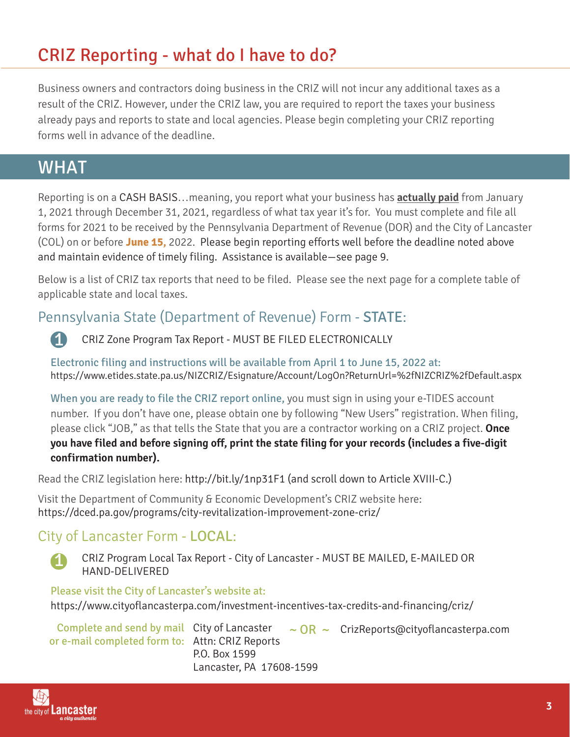# CRIZ Reporting - what do I have to do?

Business owners and contractors doing business in the CRIZ will not incur any additional taxes as a result of the CRIZ. However, under the CRIZ law, you are required to report the taxes your business already pays and reports to state and local agencies. Please begin completing your CRIZ reporting forms well in advance of the deadline.

## WHAT

Reporting is on a CASH BASIS…meaning, you report what your business has **actually paid** from January 1, 2021 through December 31, 2021, regardless of what tax year it's for. You must complete and file all forms for 2021 to be received by the Pennsylvania Department of Revenue (DOR) and the City of Lancaster (COL) on or before **June 15**, 2022. Please begin reporting efforts well before the deadline noted above and maintain evidence of timely filing. Assistance is available—see page 9.

Below is a list of CRIZ tax reports that need to be filed. Please see the next page for a complete table of applicable state and local taxes.

### Pennsylvania State (Department of Revenue) Form - STATE:

1. CRIZ Zone Program Tax Report - MUST BE FILED ELECTRONICALLY

Electronic filing and instructions will be available from April 1 to June 15, 2022 at:
https://www.etides.state.pa.us/NIZCRIZ/Esignature/Account/LogOn?ReturnUrl=%2fNIZCRIZ%2fDefault.aspx

When you are ready to file the CRIZ report online, you must sign in using your e-TIDES account number. If you don't have one, please obtain one by following "New Users" registration. When filing, please click "JOB," as that tells the State that you are a contractor working on a CRIZ project. **Once you have filed and before signing off, print the state filing for your records (includes a five-digit confirmation number).**

Read the CRIZ legislation here: http://bit.ly/1np31F1 (and scroll down to Article XVIII-C.)

Visit the Department of Community & Economic Development's CRIZ website here:
https://dced.pa.gov/programs/city-revitalization-improvement-zone-criz/

### City of Lancaster Form - LOCAL:

1. CRIZ Program Local Tax Report - City of Lancaster - MUST BE MAILED, E-MAILED OR HAND-DELIVERED

Please visit the City of Lancaster's website at:
https://www.cityoflancasterpa.com/investment-incentives-tax-credits-and-financing/criz/

Complete and send by mail or e-mail completed form to:

City of Lancaster
Attn: CRIZ Reports
P.O. Box 1599
Lancaster, PA 17608-1599

~ OR ~

CrizReports@cityoflancasterpa.com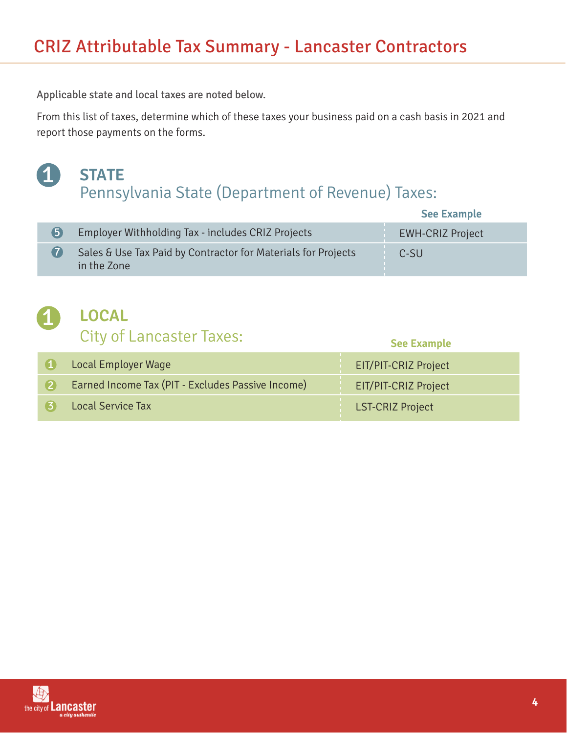# CRIZ Attributable Tax Summary - Lancaster Contractors

Applicable state and local taxes are noted below.

From this list of taxes, determine which of these taxes your business paid on a cash basis in 2021 and report those payments on the forms.

## 1 STATE

### Pennsylvania State (Department of Revenue) Taxes:

| # | Tax | See Example |
|---|---|---|
| 5 | Employer Withholding Tax - includes CRIZ Projects | EWH-CRIZ Project |
| 7 | Sales & Use Tax Paid by Contractor for Materials for Projects in the Zone | C-SU |

## 1 LOCAL

### City of Lancaster Taxes:

| # | Tax | See Example |
|---|---|---|
| 1 | Local Employer Wage | EIT/PIT-CRIZ Project |
| 2 | Earned Income Tax (PIT - Excludes Passive Income) | EIT/PIT-CRIZ Project |
| 3 | Local Service Tax | LST-CRIZ Project |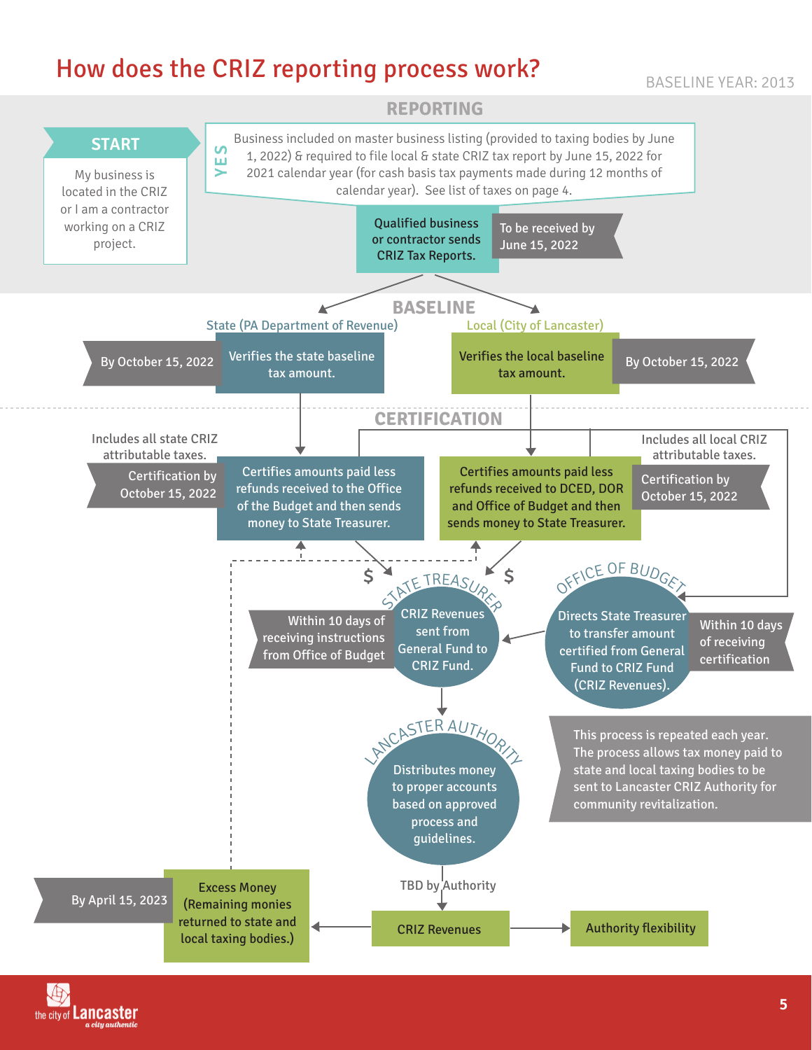# How does the CRIZ reporting process work?

BASELINE YEAR: 2013

## REPORTING

**START**

My business is located in the CRIZ or I am a contractor working on a CRIZ project.

**YES**

Business included on master business listing (provided to taxing bodies by June 1, 2022) & required to file local & state CRIZ tax report by June 15, 2022 for 2021 calendar year (for cash basis tax payments made during 12 months of calendar year). See list of taxes on page 4.

Qualified business or contractor sends CRIZ Tax Reports. — To be received by June 15, 2022

## BASELINE

**State (PA Department of Revenue)**

Verifies the state baseline tax amount. — By October 15, 2022

**Local (City of Lancaster)**

Verifies the local baseline tax amount. — By October 15, 2022

## CERTIFICATION

Includes all state CRIZ attributable taxes.

Certifies amounts paid less refunds received to the Office of the Budget and then sends money to State Treasurer. — Certification by October 15, 2022

Includes all local CRIZ attributable taxes.

Certifies amounts paid less refunds received to DCED, DOR and Office of Budget and then sends money to State Treasurer. — Certification by October 15, 2022

**OFFICE OF BUDGET**

Directs State Treasurer to transfer amount certified from General Fund to CRIZ Fund (CRIZ Revenues). — Within 10 days of receiving certification

**STATE TREASURER**

CRIZ Revenues sent from General Fund to CRIZ Fund. — Within 10 days of receiving instructions from Office of Budget

**LANCASTER AUTHORITY**

Distributes money to proper accounts based on approved process and guidelines.

TBD by Authority

CRIZ Revenues

Authority flexibility

Excess Money (Remaining monies returned to state and local taxing bodies.) — By April 15, 2023

This process is repeated each year. The process allows tax money paid to state and local taxing bodies to be sent to Lancaster CRIZ Authority for community revitalization.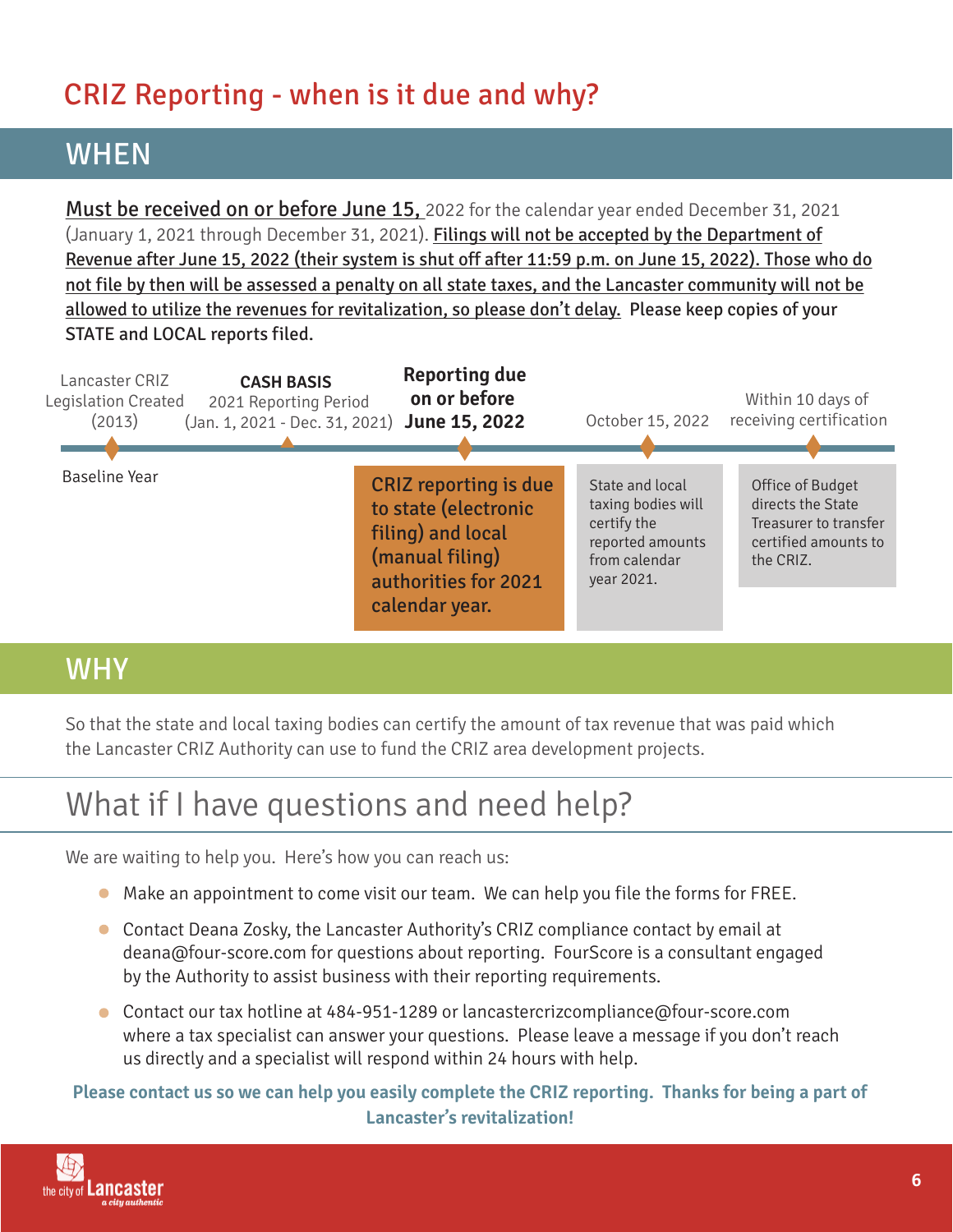# CRIZ Reporting - when is it due and why?

## WHEN

**Must be received on or before June 15,** 2022 for the calendar year ended December 31, 2021 (January 1, 2021 through December 31, 2021). **Filings will not be accepted by the Department of Revenue after June 15, 2022 (their system is shut off after 11:59 p.m. on June 15, 2022). Those who do not file by then will be assessed a penalty on all state taxes, and the Lancaster community will not be allowed to utilize the revenues for revitalization, so please don't delay.** Please keep copies of your STATE and LOCAL reports filed.

- **Lancaster CRIZ Legislation Created (2013)** — Baseline Year
- **CASH BASIS** — 2021 Reporting Period (Jan. 1, 2021 - Dec. 31, 2021)
- **Reporting due on or before June 15, 2022** — CRIZ reporting is due to state (electronic filing) and local (manual filing) authorities for 2021 calendar year.
- **October 15, 2022** — State and local taxing bodies will certify the reported amounts from calendar year 2021.
- **Within 10 days of receiving certification** — Office of Budget directs the State Treasurer to transfer certified amounts to the CRIZ.

## WHY

So that the state and local taxing bodies can certify the amount of tax revenue that was paid which the Lancaster CRIZ Authority can use to fund the CRIZ area development projects.

## What if I have questions and need help?

We are waiting to help you. Here's how you can reach us:

- Make an appointment to come visit our team. We can help you file the forms for FREE.
- Contact Deana Zosky, the Lancaster Authority's CRIZ compliance contact by email at deana@four-score.com for questions about reporting. FourScore is a consultant engaged by the Authority to assist business with their reporting requirements.
- Contact our tax hotline at 484-951-1289 or lancastercrizcompliance@four-score.com where a tax specialist can answer your questions. Please leave a message if you don't reach us directly and a specialist will respond within 24 hours with help.

**Please contact us so we can help you easily complete the CRIZ reporting. Thanks for being a part of Lancaster's revitalization!**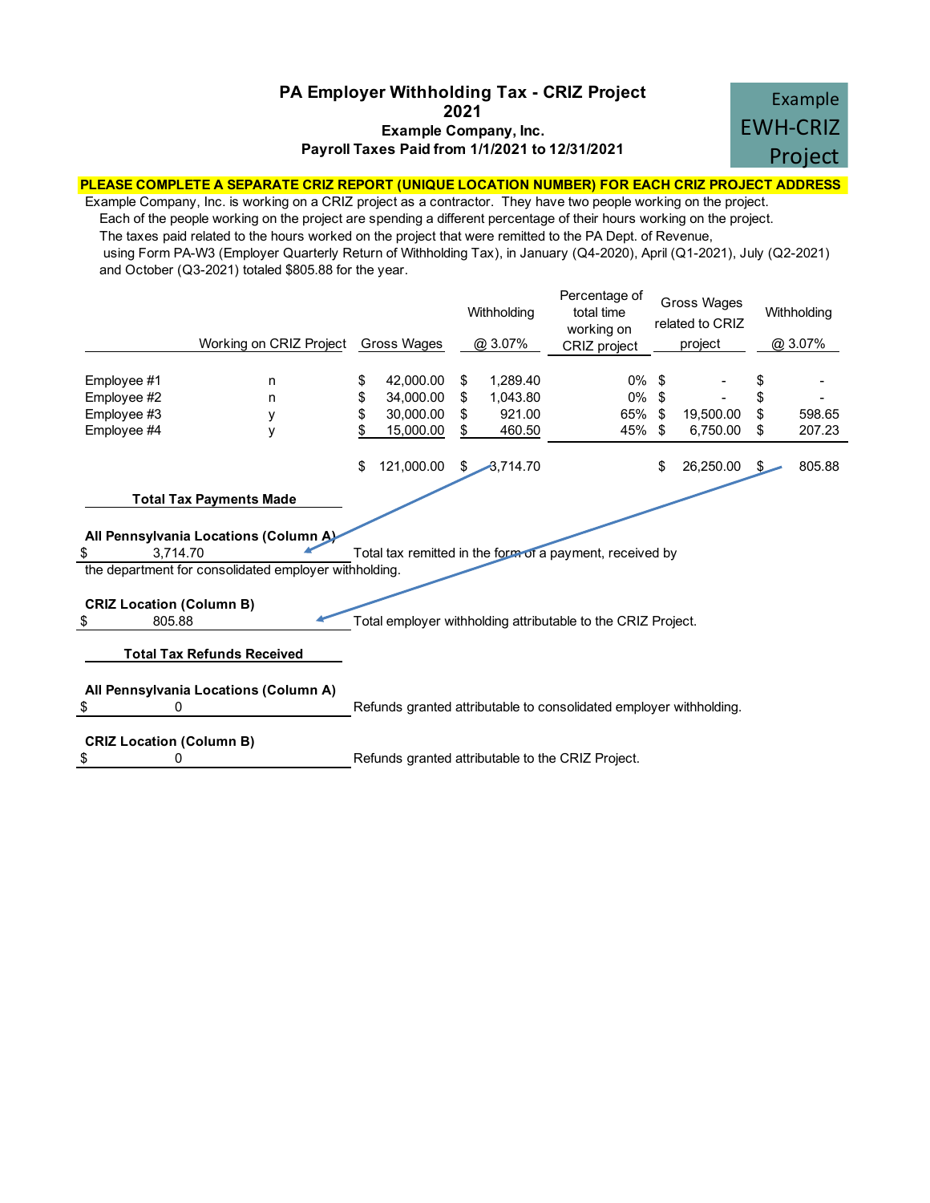# PA Employer Withholding Tax - CRIZ Project
## 2021
### Example Company, Inc.
### Payroll Taxes Paid from 1/1/2021 to 12/31/2021

Example EWH-CRIZ Project

**PLEASE COMPLETE A SEPARATE CRIZ REPORT (UNIQUE LOCATION NUMBER) FOR EACH CRIZ PROJECT ADDRESS**

Example Company, Inc. is working on a CRIZ project as a contractor. They have two people working on the project. Each of the people working on the project are spending a different percentage of their hours working on the project. The taxes paid related to the hours worked on the project that were remitted to the PA Dept. of Revenue, using Form PA-W3 (Employer Quarterly Return of Withholding Tax), in January (Q4-2020), April (Q1-2021), July (Q2-2021) and October (Q3-2021) totaled $805.88 for the year.

| | Working on CRIZ Project | Gross Wages | Withholding @ 3.07% | Percentage of total time working on CRIZ project | Gross Wages related to CRIZ project | Withholding @ 3.07% |
|---|---|---|---|---|---|---|
| Employee #1 | n | $ 42,000.00 | $ 1,289.40 | 0% | $ - | $ - |
| Employee #2 | n | $ 34,000.00 | $ 1,043.80 | 0% | $ - | $ - |
| Employee #3 | y | $ 30,000.00 | $ 921.00 | 65% | $ 19,500.00 | $ 598.65 |
| Employee #4 | y | $ 15,000.00 | $ 460.50 | 45% | $ 6,750.00 | $ 207.23 |
| | | $ 121,000.00 | $ 3,714.70 | | $ 26,250.00 | $ 805.88 |

**Total Tax Payments Made**

**All Pennsylvania Locations (Column A)**

$ 3,714.70 — Total tax remitted in the form of a payment, received by the department for consolidated employer withholding.

**CRIZ Location (Column B)**

$ 805.88 — Total employer withholding attributable to the CRIZ Project.

**Total Tax Refunds Received**

**All Pennsylvania Locations (Column A)**

$ 0 — Refunds granted attributable to consolidated employer withholding.

**CRIZ Location (Column B)**

$ 0 — Refunds granted attributable to the CRIZ Project.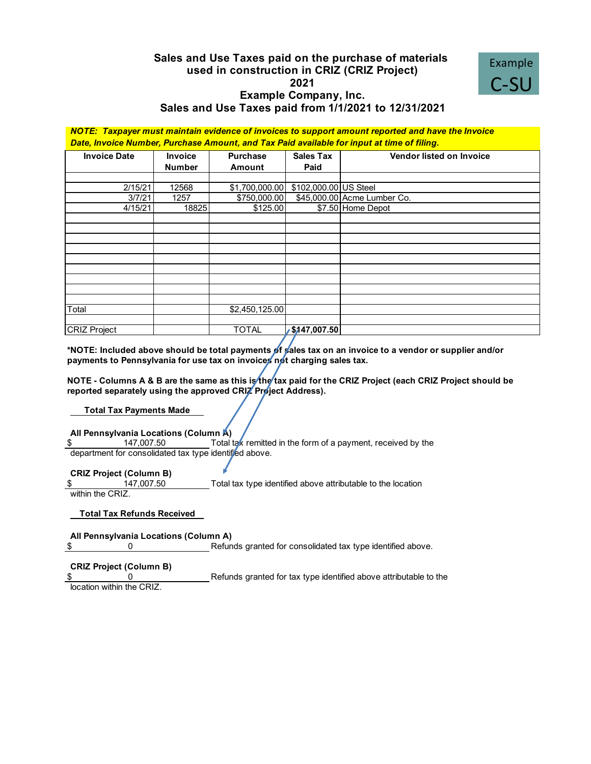Example C-SU

# Sales and Use Taxes paid on the purchase of materials used in construction in CRIZ (CRIZ Project)

## 2021

## Example Company, Inc.

## Sales and Use Taxes paid from 1/1/2021 to 12/31/2021

***NOTE: Taxpayer must maintain evidence of invoices to support amount reported and have the Invoice Date, Invoice Number, Purchase Amount, and Tax Paid available for input at time of filing.***

| Invoice Date | Invoice Number | Purchase Amount | Sales Tax Paid | Vendor listed on Invoice |
|---|---|---|---|---|
| | | | | |
| 2/15/21 | 12568 | $1,700,000.00 | $102,000.00 | US Steel |
| 3/7/21 | 1257 | $750,000.00 | $45,000.00 | Acme Lumber Co. |
| 4/15/21 | 18825 | $125.00 | $7.50 | Home Depot |
| | | | | |
| | | | | |
| | | | | |
| | | | | |
| | | | | |
| | | | | |
| | | | | |
| | | | | |
| | | | | |
| Total | | $2,450,125.00 | | |
| | | | | |
| CRIZ Project | | TOTAL | **$147,007.50** | |

**\*NOTE: Included above should be total payments of sales tax on an invoice to a vendor or supplier and/or payments to Pennsylvania for use tax on invoices not charging sales tax.**

**NOTE - Columns A & B are the same as this is the tax paid for the CRIZ Project (each CRIZ Project should be reported separately using the approved CRIZ Project Address).**

**Total Tax Payments Made**

**All Pennsylvania Locations (Column A)**

$ 147,007.50 Total tax remitted in the form of a payment, received by the department for consolidated tax type identified above.

**CRIZ Project (Column B)**

$ 147,007.50 Total tax type identified above attributable to the location within the CRIZ.

**Total Tax Refunds Received**

**All Pennsylvania Locations (Column A)**

$ 0 Refunds granted for consolidated tax type identified above.

**CRIZ Project (Column B)**

$ 0 Refunds granted for tax type identified above attributable to the location within the CRIZ.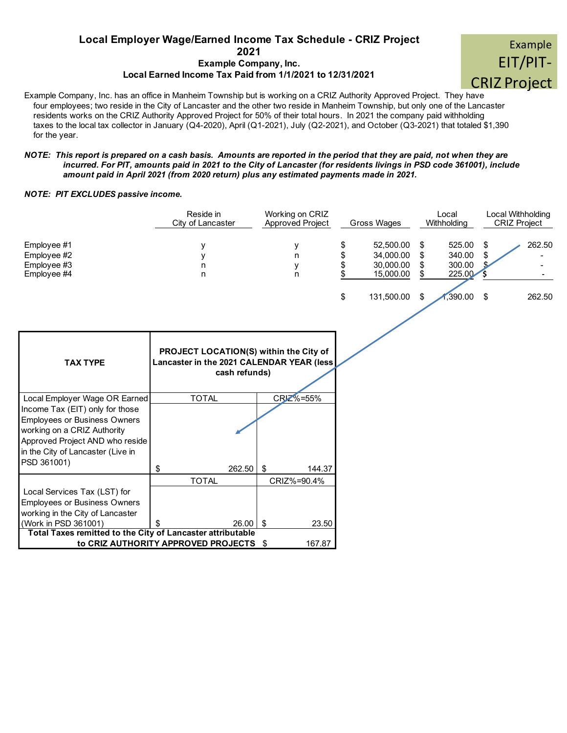# Local Employer Wage/Earned Income Tax Schedule - CRIZ Project

## 2021

### Example Company, Inc.

### Local Earned Income Tax Paid from 1/1/2021 to 12/31/2021

Example EIT/PIT-CRIZ Project

Example Company, Inc. has an office in Manheim Township but is working on a CRIZ Authority Approved Project. They have four employees; two reside in the City of Lancaster and the other two reside in Manheim Township, but only one of the Lancaster residents works on the CRIZ Authority Approved Project for 50% of their total hours. In 2021 the company paid withholding taxes to the local tax collector in January (Q4-2020), April (Q1-2021), July (Q2-2021), and October (Q3-2021) that totaled $1,390 for the year.

***NOTE: This report is prepared on a cash basis. Amounts are reported in the period that they are paid, not when they are incurred. For PIT, amounts paid in 2021 to the City of Lancaster (for residents livings in PSD code 361001), include amount paid in April 2021 (from 2020 return) plus any estimated payments made in 2021.***

***NOTE: PIT EXCLUDES passive income.***

| | Reside in City of Lancaster | Working on CRIZ Approved Project | Gross Wages | Local Withholding | Local Withholding CRIZ Project |
|---|---|---|---|---|---|
| Employee #1 | y | y | $ 52,500.00 | $ 525.00 | $ 262.50 |
| Employee #2 | y | n | $ 34,000.00 | $ 340.00 | $ - |
| Employee #3 | n | y | $ 30,000.00 | $ 300.00 | $ - |
| Employee #4 | n | n | $ 15,000.00 | $ 225.00 | $ - |
| | | | $ 131,500.00 | $ 1,390.00 | $ 262.50 |

| TAX TYPE | PROJECT LOCATION(S) within the City of Lancaster in the 2021 CALENDAR YEAR (less cash refunds) | |
|---|---|---|
| | TOTAL | CRIZ%=55% |
| Local Employer Wage OR Earned Income Tax (EIT) only for those Employees or Business Owners working on a CRIZ Authority Approved Project AND who reside in the City of Lancaster (Live in PSD 361001) | $ 262.50 | $ 144.37 |
| | TOTAL | CRIZ%=90.4% |
| Local Services Tax (LST) for Employees or Business Owners working in the City of Lancaster (Work in PSD 361001) | $ 26.00 | $ 23.50 |
| **Total Taxes remitted to the City of Lancaster attributable to CRIZ AUTHORITY APPROVED PROJECTS** | | $ 167.87 |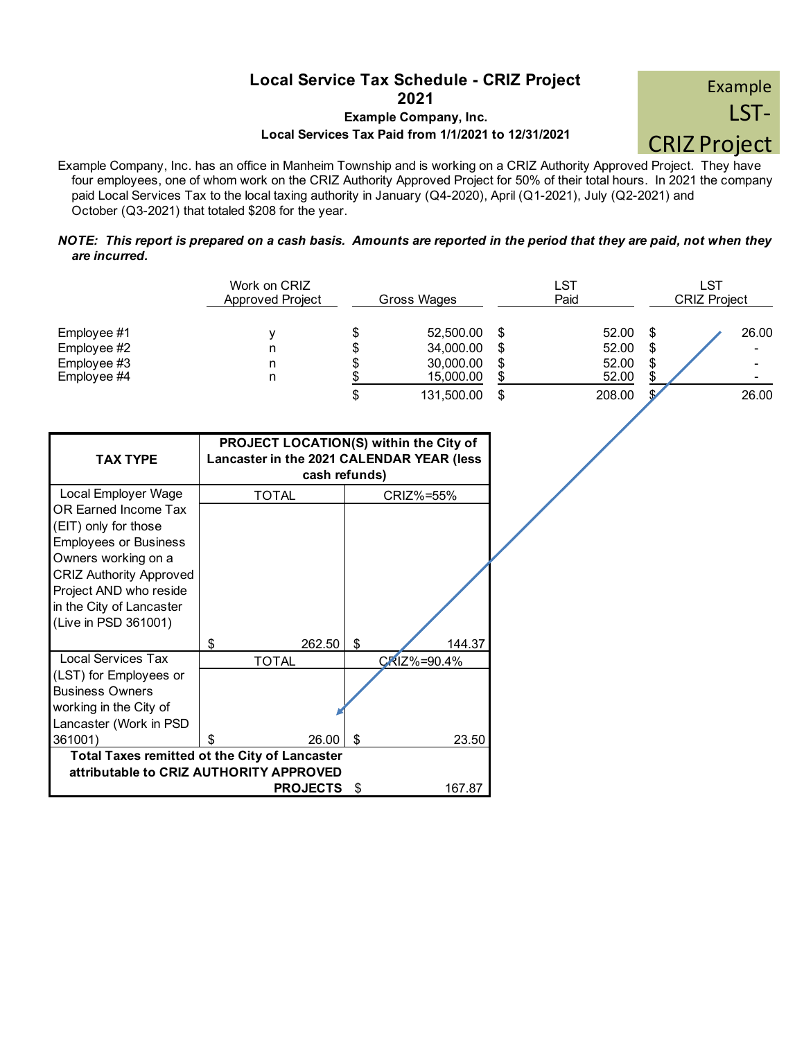# Local Service Tax Schedule - CRIZ Project 2021

**Example Company, Inc.**

**Local Services Tax Paid from 1/1/2021 to 12/31/2021**

Example LST-CRIZ Project

Example Company, Inc. has an office in Manheim Township and is working on a CRIZ Authority Approved Project. They have four employees, one of whom work on the CRIZ Authority Approved Project for 50% of their total hours. In 2021 the company paid Local Services Tax to the local taxing authority in January (Q4-2020), April (Q1-2021), July (Q2-2021) and October (Q3-2021) that totaled $208 for the year.

***NOTE: This report is prepared on a cash basis. Amounts are reported in the period that they are paid, not when they are incurred.***

| | Work on CRIZ Approved Project | Gross Wages | LST Paid | LST CRIZ Project |
|---|---|---|---|---|
| Employee #1 | y | $ 52,500.00 | $ 52.00 | $ 26.00 |
| Employee #2 | n | $ 34,000.00 | $ 52.00 | $ - |
| Employee #3 | n | $ 30,000.00 | $ 52.00 | $ - |
| Employee #4 | n | $ 15,000.00 | $ 52.00 | $ - |
| | | $ 131,500.00 | $ 208.00 | $ 26.00 |

| TAX TYPE | PROJECT LOCATION(S) within the City of Lancaster in the 2021 CALENDAR YEAR (less cash refunds) | |
|---|---|---|
| | TOTAL | CRIZ%=55% |
| Local Employer Wage OR Earned Income Tax (EIT) only for those Employees or Business Owners working on a CRIZ Authority Approved Project AND who reside in the City of Lancaster (Live in PSD 361001) | $ 262.50 | $ 144.37 |
| | TOTAL | CRIZ%=90.4% |
| Local Services Tax (LST) for Employees or Business Owners working in the City of Lancaster (Work in PSD 361001) | $ 26.00 | $ 23.50 |
| **Total Taxes remitted ot the City of Lancaster attributable to CRIZ AUTHORITY APPROVED PROJECTS** | | $ 167.87 |